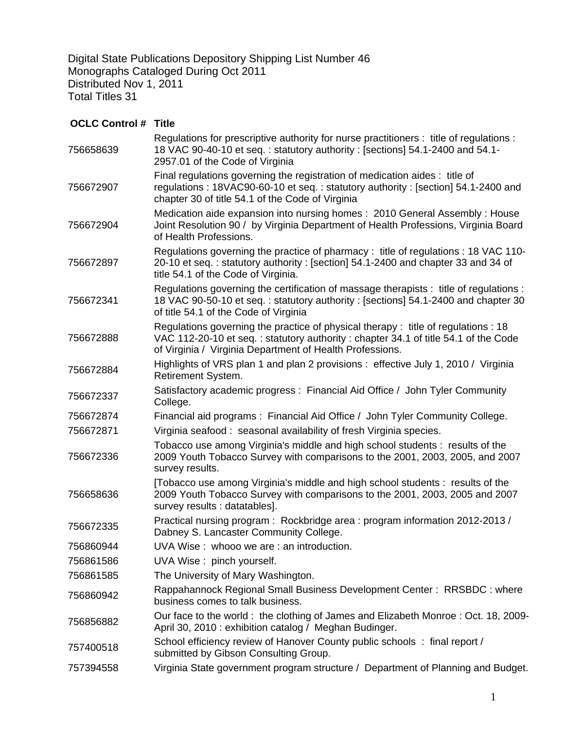Digital State Publications Depository Shipping List Number 46
Monographs Cataloged During Oct 2011
Distributed Nov 1, 2011
Total Titles 31

| OCLC Control # | Title |
|---|---|
| 756658639 | Regulations for prescriptive authority for nurse practitioners : title of regulations : 18 VAC 90-40-10 et seq. : statutory authority : [sections] 54.1-2400 and 54.1-2957.01 of the Code of Virginia |
| 756672907 | Final regulations governing the registration of medication aides : title of regulations : 18VAC90-60-10 et seq. : statutory authority : [section] 54.1-2400 and chapter 30 of title 54.1 of the Code of Virginia |
| 756672904 | Medication aide expansion into nursing homes : 2010 General Assembly : House Joint Resolution 90 / by Virginia Department of Health Professions, Virginia Board of Health Professions. |
| 756672897 | Regulations governing the practice of pharmacy : title of regulations : 18 VAC 110-20-10 et seq. : statutory authority : [section] 54.1-2400 and chapter 33 and 34 of title 54.1 of the Code of Virginia. |
| 756672341 | Regulations governing the certification of massage therapists : title of regulations : 18 VAC 90-50-10 et seq. : statutory authority : [sections] 54.1-2400 and chapter 30 of title 54.1 of the Code of Virginia |
| 756672888 | Regulations governing the practice of physical therapy : title of regulations : 18 VAC 112-20-10 et seq. : statutory authority : chapter 34.1 of title 54.1 of the Code of Virginia / Virginia Department of Health Professions. |
| 756672884 | Highlights of VRS plan 1 and plan 2 provisions : effective July 1, 2010 / Virginia Retirement System. |
| 756672337 | Satisfactory academic progress : Financial Aid Office / John Tyler Community College. |
| 756672874 | Financial aid programs : Financial Aid Office / John Tyler Community College. |
| 756672871 | Virginia seafood : seasonal availability of fresh Virginia species. |
| 756672336 | Tobacco use among Virginia's middle and high school students : results of the 2009 Youth Tobacco Survey with comparisons to the 2001, 2003, 2005, and 2007 survey results. |
| 756658636 | [Tobacco use among Virginia's middle and high school students : results of the 2009 Youth Tobacco Survey with comparisons to the 2001, 2003, 2005 and 2007 survey results : datatables]. |
| 756672335 | Practical nursing program : Rockbridge area : program information 2012-2013 / Dabney S. Lancaster Community College. |
| 756860944 | UVA Wise : whooo we are : an introduction. |
| 756861586 | UVA Wise : pinch yourself. |
| 756861585 | The University of Mary Washington. |
| 756860942 | Rappahannock Regional Small Business Development Center : RRSBDC : where business comes to talk business. |
| 756856882 | Our face to the world : the clothing of James and Elizabeth Monroe : Oct. 18, 2009-April 30, 2010 : exhibition catalog / Meghan Budinger. |
| 757400518 | School efficiency review of Hanover County public schools : final report / submitted by Gibson Consulting Group. |
| 757394558 | Virginia State government program structure / Department of Planning and Budget. |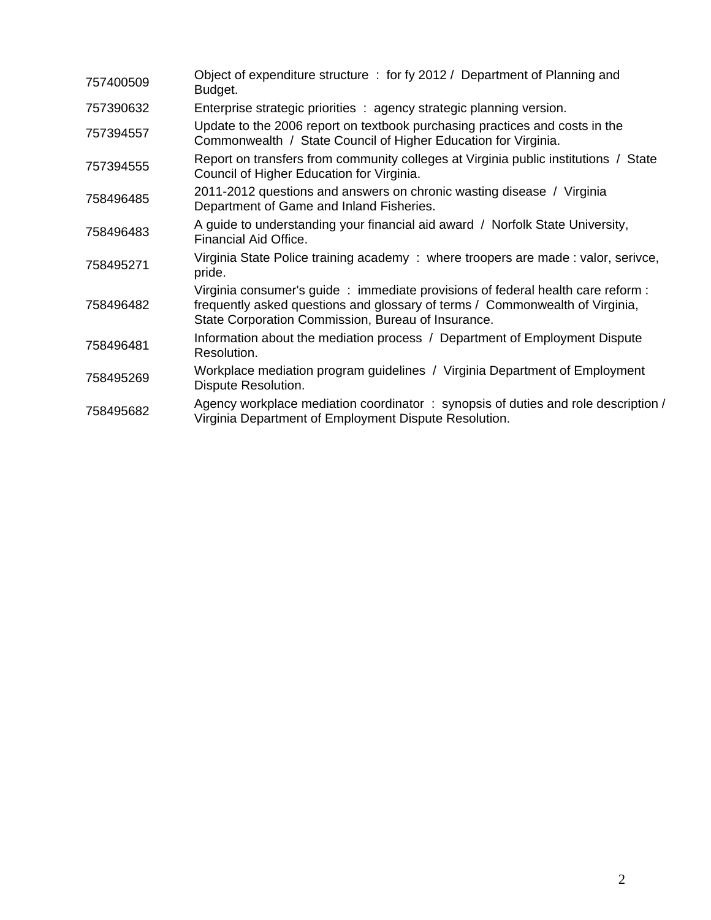| | |
|---|---|
| 757400509 | Object of expenditure structure : for fy 2012 / Department of Planning and Budget. |
| 757390632 | Enterprise strategic priorities : agency strategic planning version. |
| 757394557 | Update to the 2006 report on textbook purchasing practices and costs in the Commonwealth / State Council of Higher Education for Virginia. |
| 757394555 | Report on transfers from community colleges at Virginia public institutions / State Council of Higher Education for Virginia. |
| 758496485 | 2011-2012 questions and answers on chronic wasting disease / Virginia Department of Game and Inland Fisheries. |
| 758496483 | A guide to understanding your financial aid award / Norfolk State University, Financial Aid Office. |
| 758495271 | Virginia State Police training academy : where troopers are made : valor, serivce, pride. |
| 758496482 | Virginia consumer's guide : immediate provisions of federal health care reform : frequently asked questions and glossary of terms / Commonwealth of Virginia, State Corporation Commission, Bureau of Insurance. |
| 758496481 | Information about the mediation process / Department of Employment Dispute Resolution. |
| 758495269 | Workplace mediation program guidelines / Virginia Department of Employment Dispute Resolution. |
| 758495682 | Agency workplace mediation coordinator : synopsis of duties and role description / Virginia Department of Employment Dispute Resolution. |